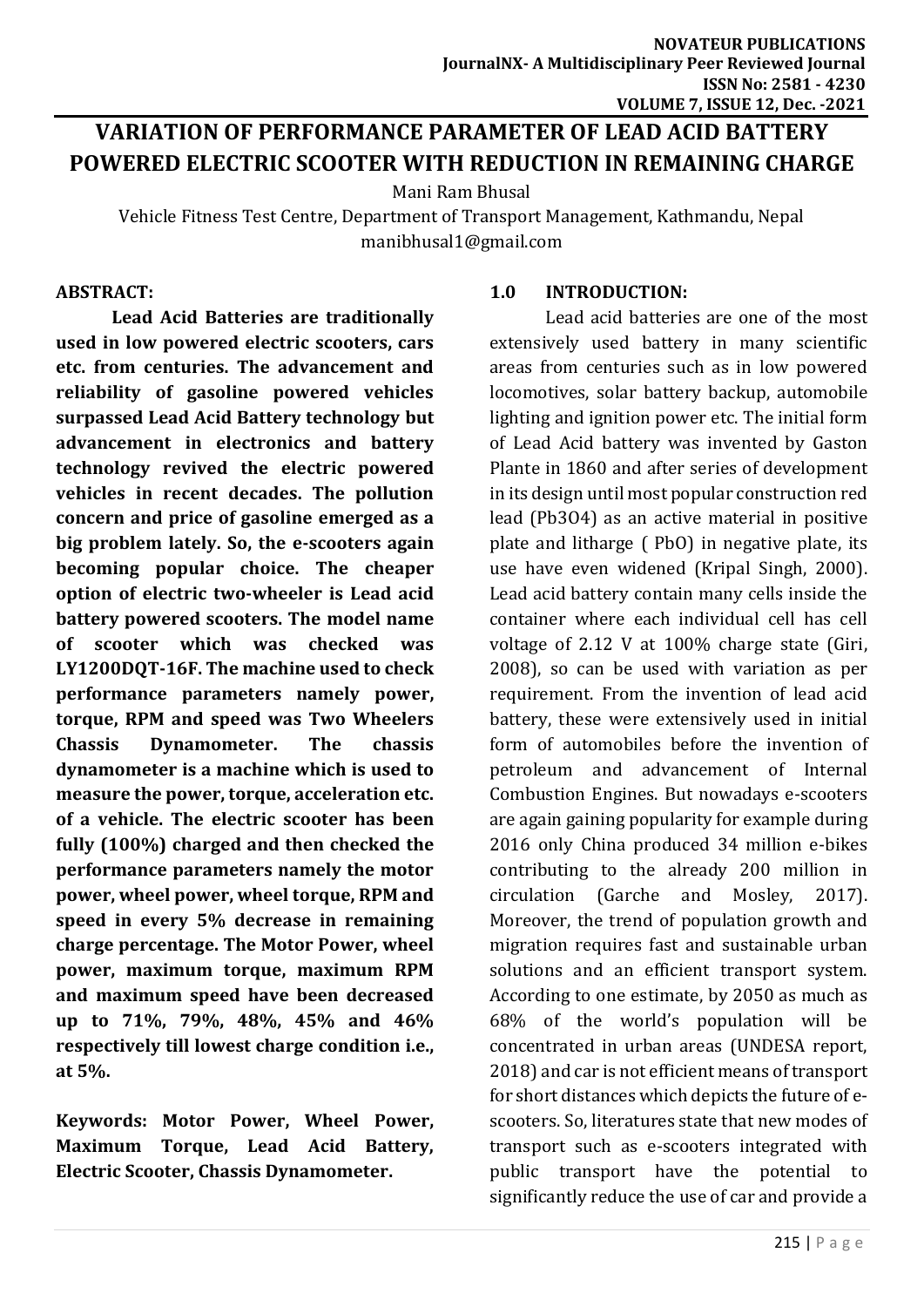# VARIATION OF PERFORMANCE PARAMETER OF LEAD ACID BATTERY POWERED ELECTRIC SCOOTER WITH REDUCTION IN REMAINING CHARGE

Mani Ram Bhusal

Vehicle Fitness Test Centre, Department of Transport Management, Kathmandu, Nepal

manibhusal1@gmail.com

## ABSTRACT:

**Lead Acid Batteries are traditionally used in low powered electric scooters, cars etc. from centuries. The advancement and reliability of gasoline powered vehicles surpassed Lead Acid Battery technology but advancement in electronics and battery technology revived the electric powered vehicles in recent decades. The pollution concern and price of gasoline emerged as a big problem lately. So, the e-scooters again becoming popular choice. The cheaper option of electric two-wheeler is Lead acid battery powered scooters. The model name of scooter which was checked was LY1200DQT-16F. The machine used to check performance parameters namely power, torque, RPM and speed was Two Wheelers Chassis Dynamometer. The chassis dynamometer is a machine which is used to measure the power, torque, acceleration etc. of a vehicle. The electric scooter has been fully (100%) charged and then checked the performance parameters namely the motor power, wheel power, wheel torque, RPM and speed in every 5% decrease in remaining charge percentage. The Motor Power, wheel power, maximum torque, maximum RPM and maximum speed have been decreased up to 71%, 79%, 48%, 45% and 46% respectively till lowest charge condition i.e., at 5%.**

**Keywords: Motor Power, Wheel Power, Maximum Torque, Lead Acid Battery, Electric Scooter, Chassis Dynamometer.**

## 1.0 INTRODUCTION:

Lead acid batteries are one of the most extensively used battery in many scientific areas from centuries such as in low powered locomotives, solar battery backup, automobile lighting and ignition power etc. The initial form of Lead Acid battery was invented by Gaston Plante in 1860 and after series of development in its design until most popular construction red lead ($Pb_3O_4$) as an active material in positive plate and litharge ( PbO) in negative plate, its use have even widened (Kripal Singh, 2000). Lead acid battery contain many cells inside the container where each individual cell has cell voltage of 2.12 V at 100% charge state (Giri, 2008), so can be used with variation as per requirement. From the invention of lead acid battery, these were extensively used in initial form of automobiles before the invention of petroleum and advancement of Internal Combustion Engines. But nowadays e-scooters are again gaining popularity for example during 2016 only China produced 34 million e-bikes contributing to the already 200 million in circulation (Garche and Mosley, 2017). Moreover, the trend of population growth and migration requires fast and sustainable urban solutions and an efficient transport system. According to one estimate, by 2050 as much as 68% of the world's population will be concentrated in urban areas (UNDESA report, 2018) and car is not efficient means of transport for short distances which depicts the future of e-scooters. So, literatures state that new modes of transport such as e-scooters integrated with public transport have the potential to significantly reduce the use of car and provide a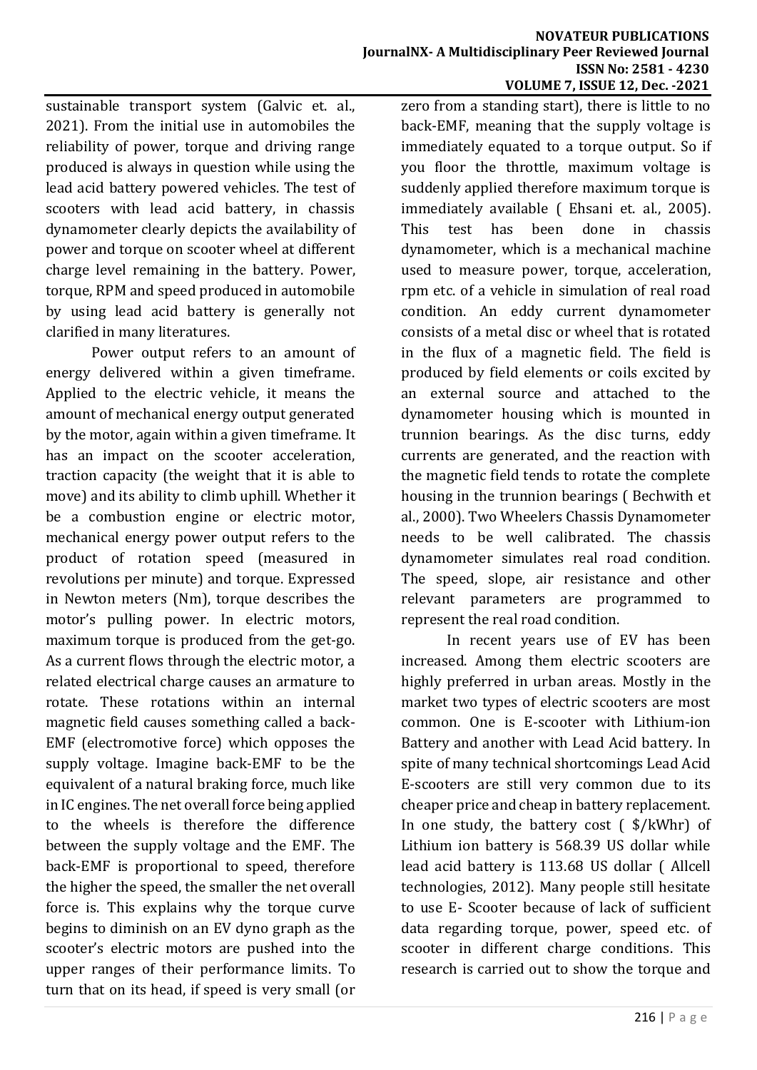sustainable transport system (Galvic et. al., 2021). From the initial use in automobiles the reliability of power, torque and driving range produced is always in question while using the lead acid battery powered vehicles. The test of scooters with lead acid battery, in chassis dynamometer clearly depicts the availability of power and torque on scooter wheel at different charge level remaining in the battery. Power, torque, RPM and speed produced in automobile by using lead acid battery is generally not clarified in many literatures.

Power output refers to an amount of energy delivered within a given timeframe. Applied to the electric vehicle, it means the amount of mechanical energy output generated by the motor, again within a given timeframe. It has an impact on the scooter acceleration, traction capacity (the weight that it is able to move) and its ability to climb uphill. Whether it be a combustion engine or electric motor, mechanical energy power output refers to the product of rotation speed (measured in revolutions per minute) and torque. Expressed in Newton meters (Nm), torque describes the motor's pulling power. In electric motors, maximum torque is produced from the get-go. As a current flows through the electric motor, a related electrical charge causes an armature to rotate. These rotations within an internal magnetic field causes something called a back-EMF (electromotive force) which opposes the supply voltage. Imagine back-EMF to be the equivalent of a natural braking force, much like in IC engines. The net overall force being applied to the wheels is therefore the difference between the supply voltage and the EMF. The back-EMF is proportional to speed, therefore the higher the speed, the smaller the net overall force is. This explains why the torque curve begins to diminish on an EV dyno graph as the scooter's electric motors are pushed into the upper ranges of their performance limits. To turn that on its head, if speed is very small (or zero from a standing start), there is little to no back-EMF, meaning that the supply voltage is immediately equated to a torque output. So if you floor the throttle, maximum voltage is suddenly applied therefore maximum torque is immediately available ( Ehsani et. al., 2005). This test has been done in chassis dynamometer, which is a mechanical machine used to measure power, torque, acceleration, rpm etc. of a vehicle in simulation of real road condition. An eddy current dynamometer consists of a metal disc or wheel that is rotated in the flux of a magnetic field. The field is produced by field elements or coils excited by an external source and attached to the dynamometer housing which is mounted in trunnion bearings. As the disc turns, eddy currents are generated, and the reaction with the magnetic field tends to rotate the complete housing in the trunnion bearings ( Bechwith et al., 2000). Two Wheelers Chassis Dynamometer needs to be well calibrated. The chassis dynamometer simulates real road condition. The speed, slope, air resistance and other relevant parameters are programmed to represent the real road condition.

In recent years use of EV has been increased. Among them electric scooters are highly preferred in urban areas. Mostly in the market two types of electric scooters are most common. One is E-scooter with Lithium-ion Battery and another with Lead Acid battery. In spite of many technical shortcomings Lead Acid E-scooters are still very common due to its cheaper price and cheap in battery replacement. In one study, the battery cost ( $/kWhr) of Lithium ion battery is 568.39 US dollar while lead acid battery is 113.68 US dollar ( Allcell technologies, 2012). Many people still hesitate to use E- Scooter because of lack of sufficient data regarding torque, power, speed etc. of scooter in different charge conditions. This research is carried out to show the torque and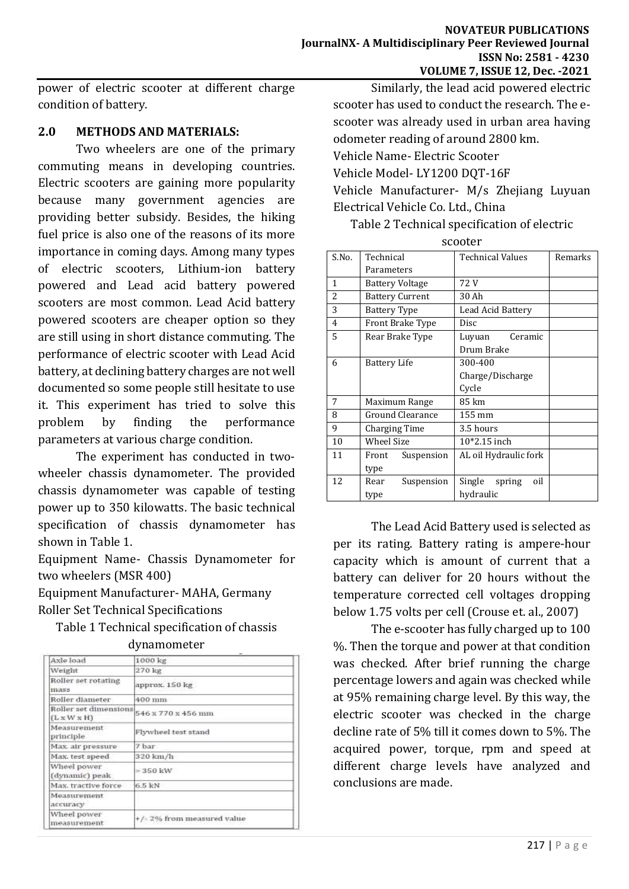power of electric scooter at different charge condition of battery.

## 2.0 METHODS AND MATERIALS:

Two wheelers are one of the primary commuting means in developing countries. Electric scooters are gaining more popularity because many government agencies are providing better subsidy. Besides, the hiking fuel price is also one of the reasons of its more importance in coming days. Among many types of electric scooters, Lithium-ion battery powered and Lead acid battery powered scooters are most common. Lead Acid battery powered scooters are cheaper option so they are still using in short distance commuting. The performance of electric scooter with Lead Acid battery, at declining battery charges are not well documented so some people still hesitate to use it. This experiment has tried to solve this problem by finding the performance parameters at various charge condition.

The experiment has conducted in two-wheeler chassis dynamometer. The provided chassis dynamometer was capable of testing power up to 350 kilowatts. The basic technical specification of chassis dynamometer has shown in Table 1.

Equipment Name- Chassis Dynamometer for two wheelers (MSR 400)

Equipment Manufacturer- MAHA, Germany

Roller Set Technical Specifications

Table 1 Technical specification of chassis dynamometer

| | |
|---|---|
| Axle load | 1000 kg |
| Weight | 270 kg |
| Roller set rotating mass | approx. 150 kg |
| Roller diameter | 400 mm |
| Roller set dimensions (L x W x H) | 546 x 770 x 456 mm |
| Measurement principle | Flywheel test stand |
| Max. air pressure | 7 bar |
| Max. test speed | 320 km/h |
| Wheel power (dynamic) peak | > 350 kW |
| Max. tractive force | 6.5 kN |
| Measurement accuracy | |
| Wheel power measurement | +/- 2% from measured value |

Similarly, the lead acid powered electric scooter has used to conduct the research. The e-scooter was already used in urban area having odometer reading of around 2800 km.

Vehicle Name- Electric Scooter

Vehicle Model- LY1200 DQT-16F

Vehicle Manufacturer- M/s Zhejiang Luyuan Electrical Vehicle Co. Ltd., China

Table 2 Technical specification of electric scooter

| S.No. | Technical Parameters | Technical Values | Remarks |
|---|---|---|---|
| 1 | Battery Voltage | 72 V | |
| 2 | Battery Current | 30 Ah | |
| 3 | Battery Type | Lead Acid Battery | |
| 4 | Front Brake Type | Disc | |
| 5 | Rear Brake Type | Luyuan Ceramic Drum Brake | |
| 6 | Battery Life | 300-400 Charge/Discharge Cycle | |
| 7 | Maximum Range | 85 km | |
| 8 | Ground Clearance | 155 mm | |
| 9 | Charging Time | 3.5 hours | |
| 10 | Wheel Size | 10*2.15 inch | |
| 11 | Front Suspension type | AL oil Hydraulic fork | |
| 12 | Rear Suspension type | Single spring oil hydraulic | |

The Lead Acid Battery used is selected as per its rating. Battery rating is ampere-hour capacity which is amount of current that a battery can deliver for 20 hours without the temperature corrected cell voltages dropping below 1.75 volts per cell (Crouse et. al., 2007)

The e-scooter has fully charged up to 100 %. Then the torque and power at that condition was checked. After brief running the charge percentage lowers and again was checked while at 95% remaining charge level. By this way, the electric scooter was checked in the charge decline rate of 5% till it comes down to 5%. The acquired power, torque, rpm and speed at different charge levels have analyzed and conclusions are made.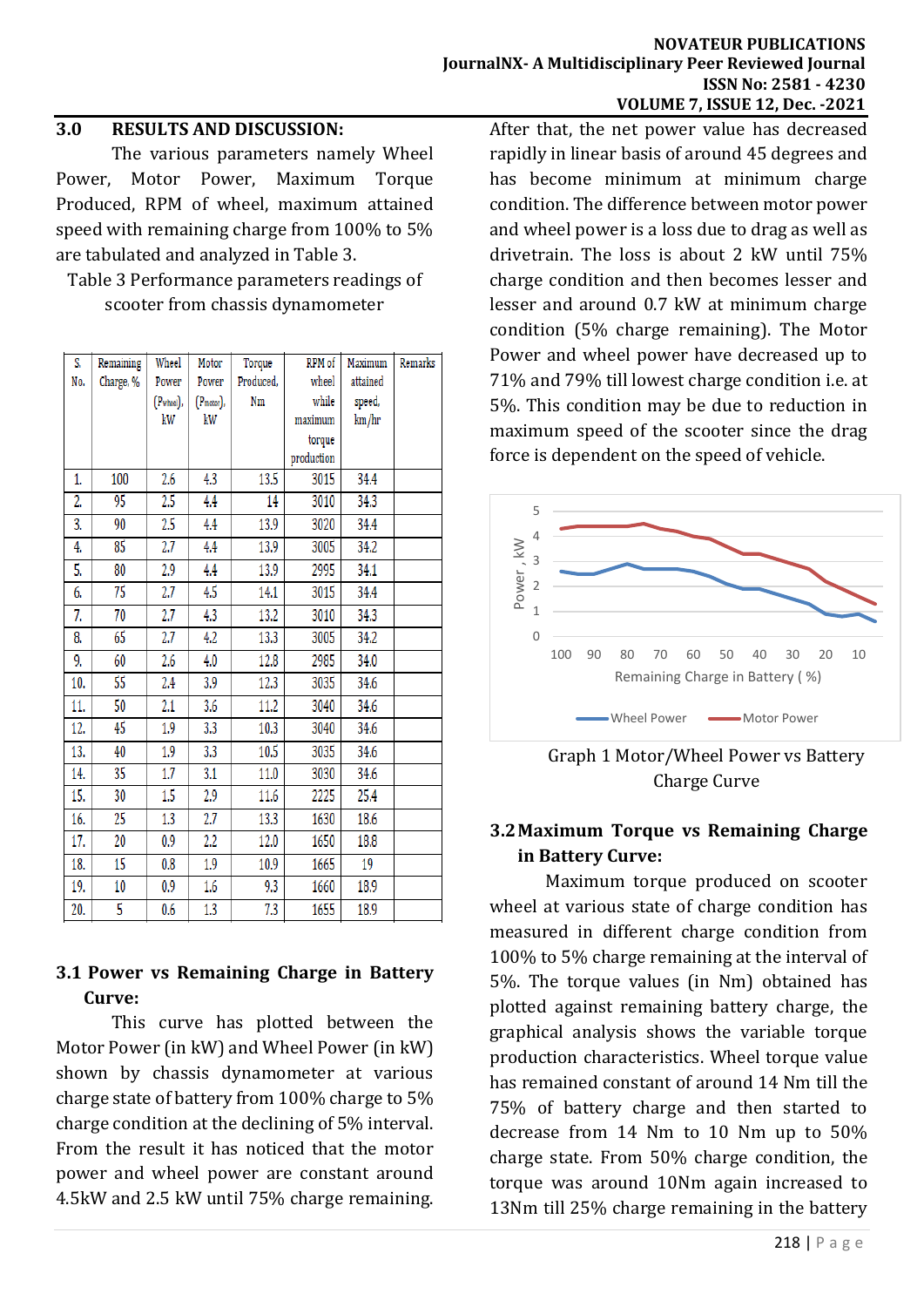## 3.0 RESULTS AND DISCUSSION:

The various parameters namely Wheel Power, Motor Power, Maximum Torque Produced, RPM of wheel, maximum attained speed with remaining charge from 100% to 5% are tabulated and analyzed in Table 3.

Table 3 Performance parameters readings of scooter from chassis dynamometer

| S. No. | Remaining Charge, % | Wheel Power ($P_{wheel}$), kW | Motor Power ($P_{motor}$), kW | Torque Produced, Nm | RPM of wheel while maximum torque production | Maximum attained speed, km/hr | Remarks |
|---|---|---|---|---|---|---|---|
| 1. | 100 | 2.6 | 4.3 | 13.5 | 3015 | 34.4 | |
| 2. | 95 | 2.5 | 4.4 | 14 | 3010 | 34.3 | |
| 3. | 90 | 2.5 | 4.4 | 13.9 | 3020 | 34.4 | |
| 4. | 85 | 2.7 | 4.4 | 13.9 | 3005 | 34.2 | |
| 5. | 80 | 2.9 | 4.4 | 13.9 | 2995 | 34.1 | |
| 6. | 75 | 2.7 | 4.5 | 14.1 | 3015 | 34.4 | |
| 7. | 70 | 2.7 | 4.3 | 13.2 | 3010 | 34.3 | |
| 8. | 65 | 2.7 | 4.2 | 13.3 | 3005 | 34.2 | |
| 9. | 60 | 2.6 | 4.0 | 12.8 | 2985 | 34.0 | |
| 10. | 55 | 2.4 | 3.9 | 12.3 | 3035 | 34.6 | |
| 11. | 50 | 2.1 | 3.6 | 11.2 | 3040 | 34.6 | |
| 12. | 45 | 1.9 | 3.3 | 10.3 | 3040 | 34.6 | |
| 13. | 40 | 1.9 | 3.3 | 10.5 | 3035 | 34.6 | |
| 14. | 35 | 1.7 | 3.1 | 11.0 | 3030 | 34.6 | |
| 15. | 30 | 1.5 | 2.9 | 11.6 | 2225 | 25.4 | |
| 16. | 25 | 1.3 | 2.7 | 13.3 | 1630 | 18.6 | |
| 17. | 20 | 0.9 | 2.2 | 12.0 | 1650 | 18.8 | |
| 18. | 15 | 0.8 | 1.9 | 10.9 | 1665 | 19 | |
| 19. | 10 | 0.9 | 1.6 | 9.3 | 1660 | 18.9 | |
| 20. | 5 | 0.6 | 1.3 | 7.3 | 1655 | 18.9 | |

### 3.1 Power vs Remaining Charge in Battery Curve:

This curve has plotted between the Motor Power (in kW) and Wheel Power (in kW) shown by chassis dynamometer at various charge state of battery from 100% charge to 5% charge condition at the declining of 5% interval. From the result it has noticed that the motor power and wheel power are constant around 4.5kW and 2.5 kW until 75% charge remaining. After that, the net power value has decreased rapidly in linear basis of around 45 degrees and has become minimum at minimum charge condition. The difference between motor power and wheel power is a loss due to drag as well as drivetrain. The loss is about 2 kW until 75% charge condition and then becomes lesser and lesser and around 0.7 kW at minimum charge condition (5% charge remaining). The Motor Power and wheel power have decreased up to 71% and 79% till lowest charge condition i.e. at 5%. This condition may be due to reduction in maximum speed of the scooter since the drag force is dependent on the speed of vehicle.

Graph 1 Motor/Wheel Power vs Battery Charge Curve

### 3.2 Maximum Torque vs Remaining Charge in Battery Curve:

Maximum torque produced on scooter wheel at various state of charge condition has measured in different charge condition from 100% to 5% charge remaining at the interval of 5%. The torque values (in Nm) obtained has plotted against remaining battery charge, the graphical analysis shows the variable torque production characteristics. Wheel torque value has remained constant of around 14 Nm till the 75% of battery charge and then started to decrease from 14 Nm to 10 Nm up to 50% charge state. From 50% charge condition, the torque was around 10Nm again increased to 13Nm till 25% charge remaining in the battery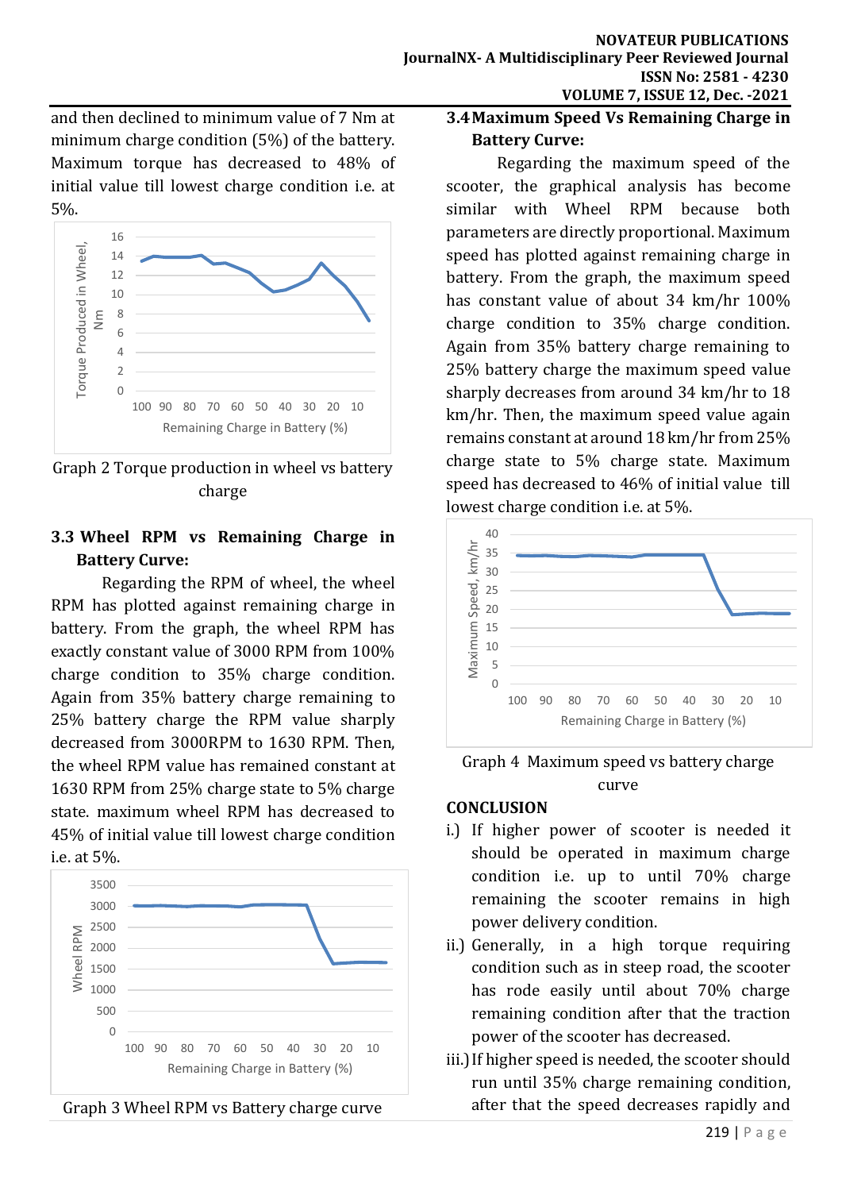and then declined to minimum value of 7 Nm at minimum charge condition (5%) of the battery. Maximum torque has decreased to 48% of initial value till lowest charge condition i.e. at 5%.

Graph 2 Torque production in wheel vs battery charge

### 3.3 Wheel RPM vs Remaining Charge in Battery Curve:

Regarding the RPM of wheel, the wheel RPM has plotted against remaining charge in battery. From the graph, the wheel RPM has exactly constant value of 3000 RPM from 100% charge condition to 35% charge condition. Again from 35% battery charge remaining to 25% battery charge the RPM value sharply decreased from 3000RPM to 1630 RPM. Then, the wheel RPM value has remained constant at 1630 RPM from 25% charge state to 5% charge state. maximum wheel RPM has decreased to 45% of initial value till lowest charge condition i.e. at 5%.

Graph 3 Wheel RPM vs Battery charge curve

### 3.4 Maximum Speed Vs Remaining Charge in Battery Curve:

Regarding the maximum speed of the scooter, the graphical analysis has become similar with Wheel RPM because both parameters are directly proportional. Maximum speed has plotted against remaining charge in battery. From the graph, the maximum speed has constant value of about 34 km/hr 100% charge condition to 35% charge condition. Again from 35% battery charge remaining to 25% battery charge the maximum speed value sharply decreases from around 34 km/hr to 18 km/hr. Then, the maximum speed value again remains constant at around 18 km/hr from 25% charge state to 5% charge state. Maximum speed has decreased to 46% of initial value till lowest charge condition i.e. at 5%.

Graph 4 Maximum speed vs battery charge curve

## CONCLUSION

i.) If higher power of scooter is needed it should be operated in maximum charge condition i.e. up to until 70% charge remaining the scooter remains in high power delivery condition.

ii.) Generally, in a high torque requiring condition such as in steep road, the scooter has rode easily until about 70% charge remaining condition after that the traction power of the scooter has decreased.

iii.) If higher speed is needed, the scooter should run until 35% charge remaining condition, after that the speed decreases rapidly and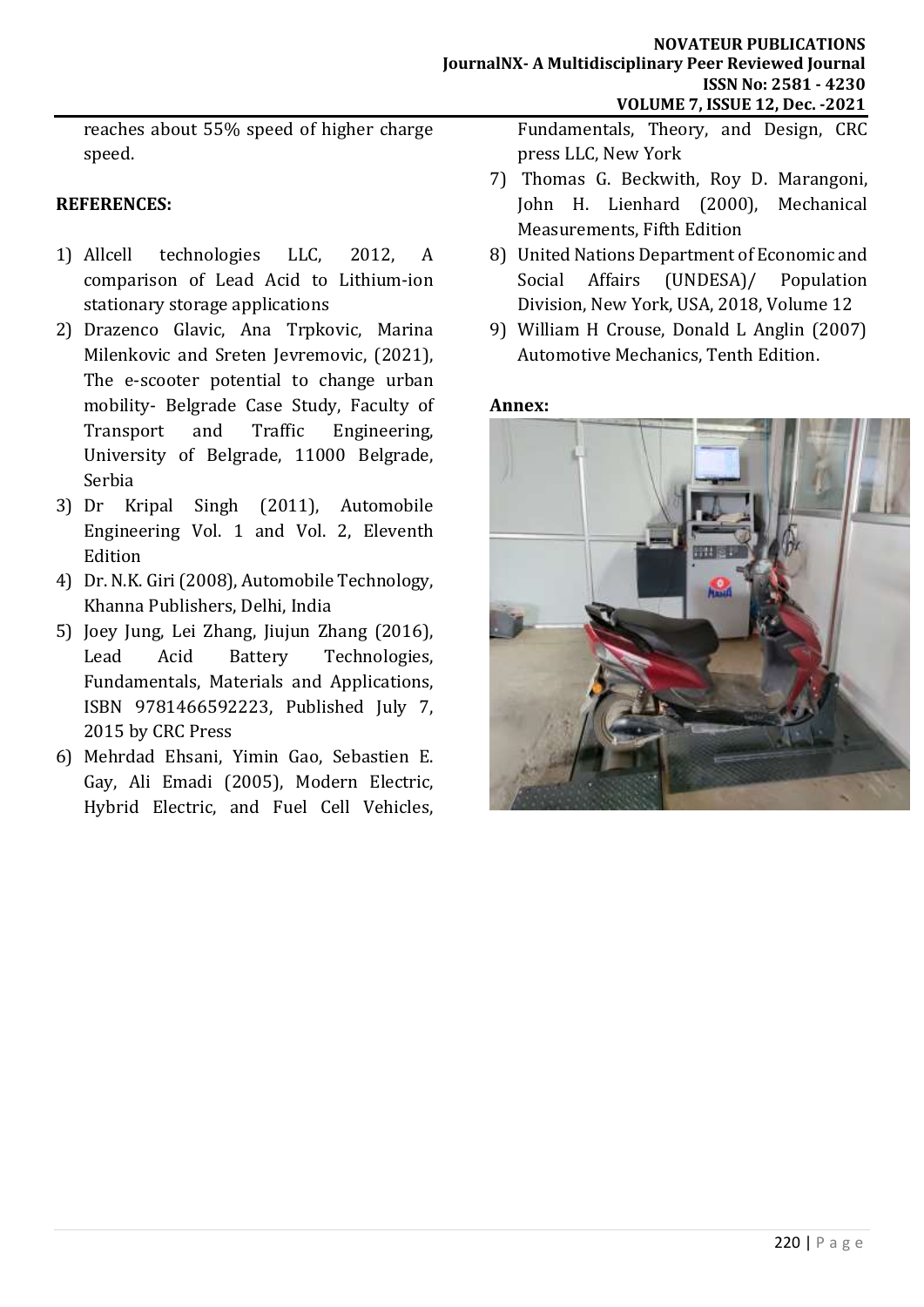reaches about 55% speed of higher charge speed.

## REFERENCES:

1) Allcell technologies LLC, 2012, A comparison of Lead Acid to Lithium-ion stationary storage applications
2) Drazenco Glavic, Ana Trpkovic, Marina Milenkovic and Sreten Jevremovic, (2021), The e-scooter potential to change urban mobility- Belgrade Case Study, Faculty of Transport and Traffic Engineering, University of Belgrade, 11000 Belgrade, Serbia
3) Dr Kripal Singh (2011), Automobile Engineering Vol. 1 and Vol. 2, Eleventh Edition
4) Dr. N.K. Giri (2008), Automobile Technology, Khanna Publishers, Delhi, India
5) Joey Jung, Lei Zhang, Jiujun Zhang (2016), Lead Acid Battery Technologies, Fundamentals, Materials and Applications, ISBN 9781466592223, Published July 7, 2015 by CRC Press
6) Mehrdad Ehsani, Yimin Gao, Sebastien E. Gay, Ali Emadi (2005), Modern Electric, Hybrid Electric, and Fuel Cell Vehicles, Fundamentals, Theory, and Design, CRC press LLC, New York
7) Thomas G. Beckwith, Roy D. Marangoni, John H. Lienhard (2000), Mechanical Measurements, Fifth Edition
8) United Nations Department of Economic and Social Affairs (UNDESA)/ Population Division, New York, USA, 2018, Volume 12
9) William H Crouse, Donald L Anglin (2007) Automotive Mechanics, Tenth Edition.

**Annex:**